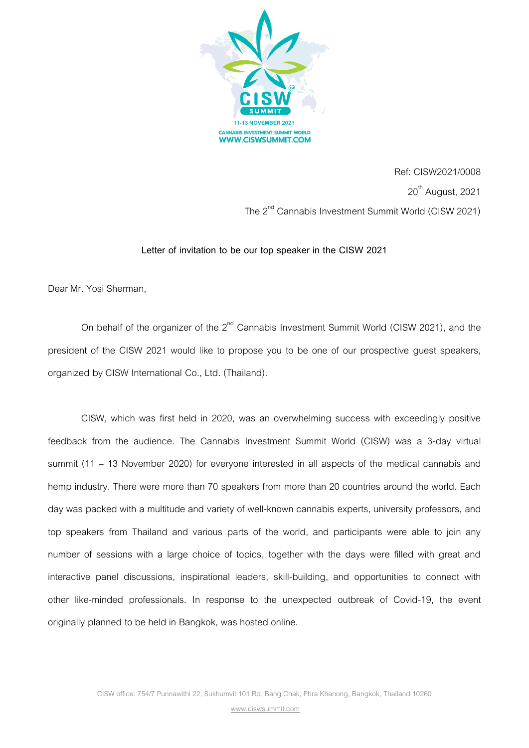Ref: CISW2021/0008

20th August, 2021

The 2nd Cannabis Investment Summit World (CISW 2021)

**Letter of invitation to be our top speaker in the CISW 2021**

Dear Mr. Yosi Sherman,

On behalf of the organizer of the 2nd Cannabis Investment Summit World (CISW 2021), and the president of the CISW 2021 would like to propose you to be one of our prospective guest speakers, organized by CISW International Co., Ltd. (Thailand).

CISW, which was first held in 2020, was an overwhelming success with exceedingly positive feedback from the audience. The Cannabis Investment Summit World (CISW) was a 3-day virtual summit (11 – 13 November 2020) for everyone interested in all aspects of the medical cannabis and hemp industry. There were more than 70 speakers from more than 20 countries around the world. Each day was packed with a multitude and variety of well-known cannabis experts, university professors, and top speakers from Thailand and various parts of the world, and participants were able to join any number of sessions with a large choice of topics, together with the days were filled with great and interactive panel discussions, inspirational leaders, skill-building, and opportunities to connect with other like-minded professionals. In response to the unexpected outbreak of Covid-19, the event originally planned to be held in Bangkok, was hosted online.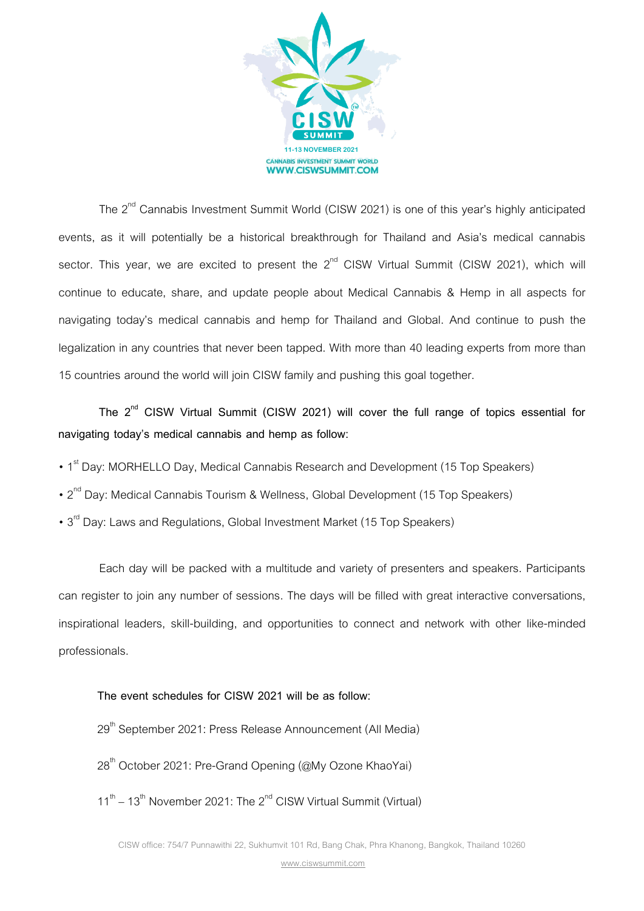The 2nd Cannabis Investment Summit World (CISW 2021) is one of this year's highly anticipated events, as it will potentially be a historical breakthrough for Thailand and Asia's medical cannabis sector. This year, we are excited to present the 2nd CISW Virtual Summit (CISW 2021), which will continue to educate, share, and update people about Medical Cannabis & Hemp in all aspects for navigating today's medical cannabis and hemp for Thailand and Global. And continue to push the legalization in any countries that never been tapped. With more than 40 leading experts from more than 15 countries around the world will join CISW family and pushing this goal together.

**The 2nd CISW Virtual Summit (CISW 2021) will cover the full range of topics essential for navigating today's medical cannabis and hemp as follow:**

- 1st Day: MORHELLO Day, Medical Cannabis Research and Development (15 Top Speakers)
- 2nd Day: Medical Cannabis Tourism & Wellness, Global Development (15 Top Speakers)
- 3rd Day: Laws and Regulations, Global Investment Market (15 Top Speakers)

Each day will be packed with a multitude and variety of presenters and speakers. Participants can register to join any number of sessions. The days will be filled with great interactive conversations, inspirational leaders, skill-building, and opportunities to connect and network with other like-minded professionals.

**The event schedules for CISW 2021 will be as follow:**

29th September 2021: Press Release Announcement (All Media)

28th October 2021: Pre-Grand Opening (@My Ozone KhaoYai)

11th – 13th November 2021: The 2nd CISW Virtual Summit (Virtual)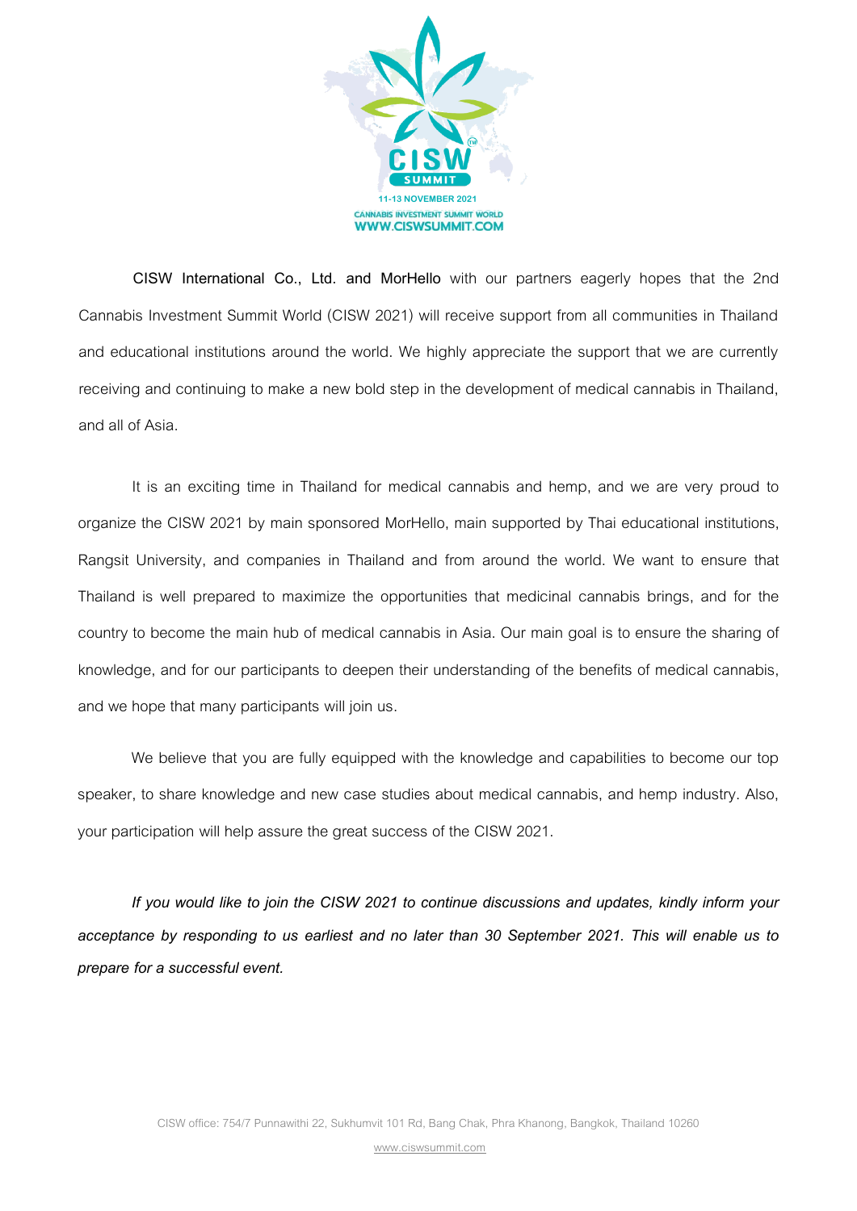**CISW International Co., Ltd. and MorHello** with our partners eagerly hopes that the 2nd Cannabis Investment Summit World (CISW 2021) will receive support from all communities in Thailand and educational institutions around the world. We highly appreciate the support that we are currently receiving and continuing to make a new bold step in the development of medical cannabis in Thailand, and all of Asia.

It is an exciting time in Thailand for medical cannabis and hemp, and we are very proud to organize the CISW 2021 by main sponsored MorHello, main supported by Thai educational institutions, Rangsit University, and companies in Thailand and from around the world. We want to ensure that Thailand is well prepared to maximize the opportunities that medicinal cannabis brings, and for the country to become the main hub of medical cannabis in Asia. Our main goal is to ensure the sharing of knowledge, and for our participants to deepen their understanding of the benefits of medical cannabis, and we hope that many participants will join us.

We believe that you are fully equipped with the knowledge and capabilities to become our top speaker, to share knowledge and new case studies about medical cannabis, and hemp industry. Also, your participation will help assure the great success of the CISW 2021.

***If you would like to join the CISW 2021 to continue discussions and updates, kindly inform your acceptance by responding to us earliest and no later than 30 September 2021. This will enable us to prepare for a successful event.***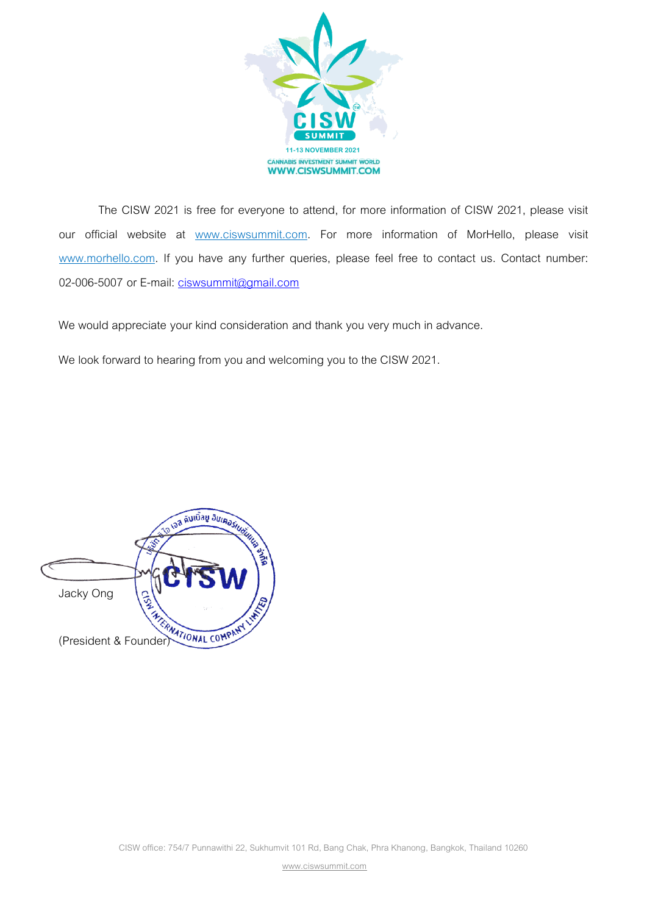CISW SUMMIT

11-13 NOVEMBER 2021

CANNABIS INVESTMENT SUMMIT WORLD

WWW.CISWSUMMIT.COM

The CISW 2021 is free for everyone to attend, for more information of CISW 2021, please visit our official website at www.ciswsummit.com. For more information of MorHello, please visit www.morhello.com. If you have any further queries, please feel free to contact us. Contact number: 02-006-5007 or E-mail: ciswsummit@gmail.com

We would appreciate your kind consideration and thank you very much in advance.

We look forward to hearing from you and welcoming you to the CISW 2021.

Jacky Ong

(President & Founder)

CISW office: 754/7 Punnawithi 22, Sukhumvit 101 Rd, Bang Chak, Phra Khanong, Bangkok, Thailand 10260

www.ciswsummit.com